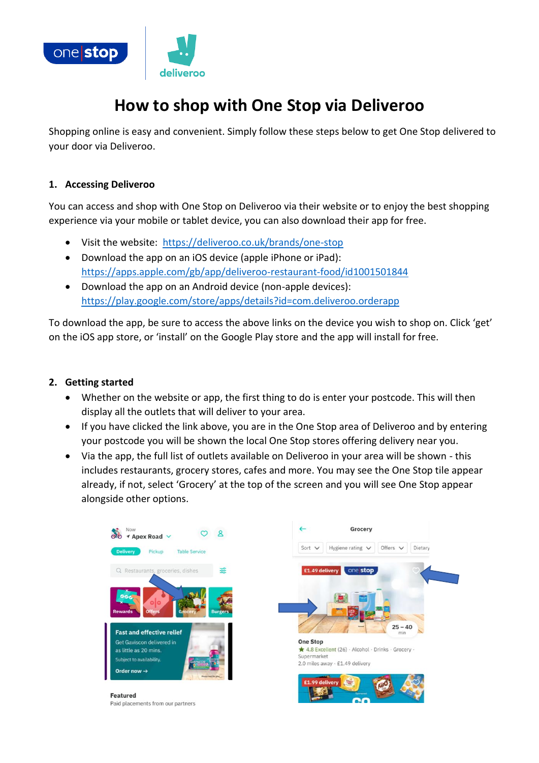# How to shop with One Stop via Deliveroo

Shopping online is easy and convenient. Simply follow these steps below to get One Stop delivered to your door via Deliveroo.

## 1. Accessing Deliveroo

You can access and shop with One Stop on Deliveroo via their website or to enjoy the best shopping experience via your mobile or tablet device, you can also download their app for free.

- Visit the website: https://deliveroo.co.uk/brands/one-stop
- Download the app on an iOS device (apple iPhone or iPad): https://apps.apple.com/gb/app/deliveroo-restaurant-food/id1001501844
- Download the app on an Android device (non-apple devices): https://play.google.com/store/apps/details?id=com.deliveroo.orderapp

To download the app, be sure to access the above links on the device you wish to shop on. Click 'get' on the iOS app store, or 'install' on the Google Play store and the app will install for free.

## 2. Getting started

- Whether on the website or app, the first thing to do is enter your postcode. This will then display all the outlets that will deliver to your area.
- If you have clicked the link above, you are in the One Stop area of Deliveroo and by entering your postcode you will be shown the local One Stop stores offering delivery near you.
- Via the app, the full list of outlets available on Deliveroo in your area will be shown - this includes restaurants, grocery stores, cafes and more. You may see the One Stop tile appear already, if not, select 'Grocery' at the top of the screen and you will see One Stop appear alongside other options.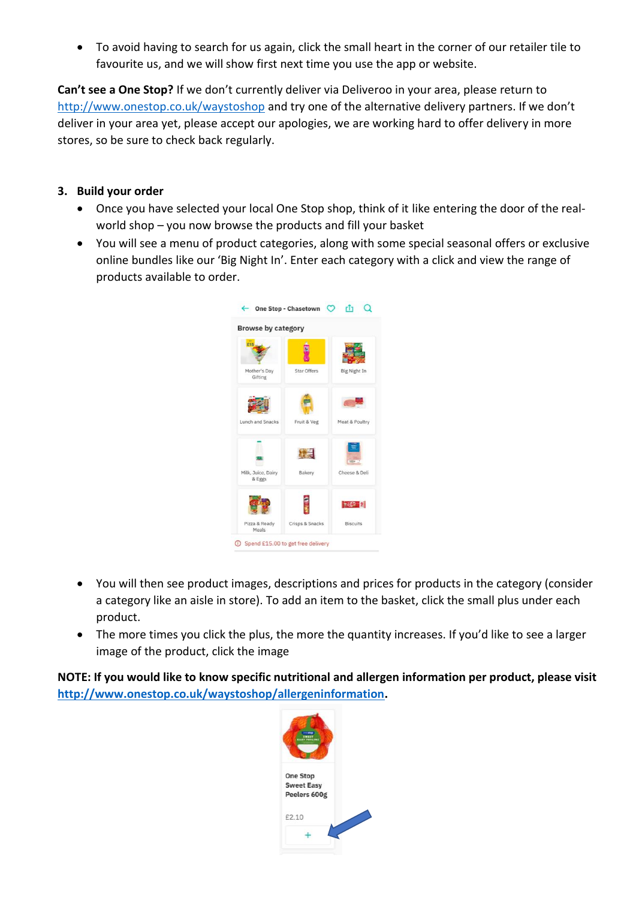- To avoid having to search for us again, click the small heart in the corner of our retailer tile to favourite us, and we will show first next time you use the app or website.

**Can't see a One Stop?** If we don't currently deliver via Deliveroo in your area, please return to http://www.onestop.co.uk/waystoshop and try one of the alternative delivery partners. If we don't deliver in your area yet, please accept our apologies, we are working hard to offer delivery in more stores, so be sure to check back regularly.

**3. Build your order**

- Once you have selected your local One Stop shop, think of it like entering the door of the real-world shop – you now browse the products and fill your basket
- You will see a menu of product categories, along with some special seasonal offers or exclusive online bundles like our 'Big Night In'. Enter each category with a click and view the range of products available to order.

- You will then see product images, descriptions and prices for products in the category (consider a category like an aisle in store). To add an item to the basket, click the small plus under each product.
- The more times you click the plus, the more the quantity increases. If you'd like to see a larger image of the product, click the image

**NOTE: If you would like to know specific nutritional and allergen information per product, please visit http://www.onestop.co.uk/waystoshop/allergeninformation.**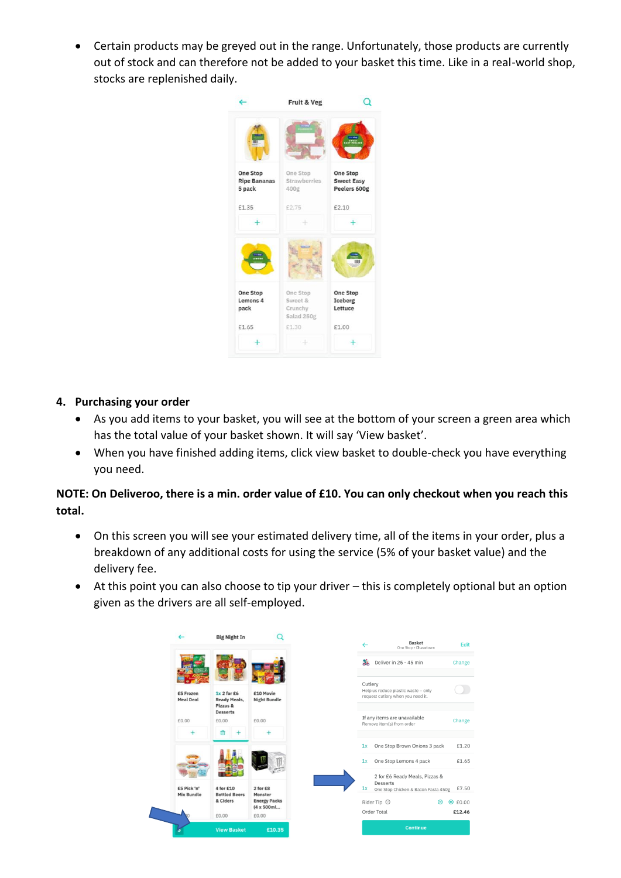- Certain products may be greyed out in the range. Unfortunately, those products are currently out of stock and can therefore not be added to your basket this time. Like in a real-world shop, stocks are replenished daily.

## 4. Purchasing your order

- As you add items to your basket, you will see at the bottom of your screen a green area which has the total value of your basket shown. It will say 'View basket'.
- When you have finished adding items, click view basket to double-check you have everything you need.

**NOTE: On Deliveroo, there is a min. order value of £10. You can only checkout when you reach this total.**

- On this screen you will see your estimated delivery time, all of the items in your order, plus a breakdown of any additional costs for using the service (5% of your basket value) and the delivery fee.
- At this point you can also choose to tip your driver – this is completely optional but an option given as the drivers are all self-employed.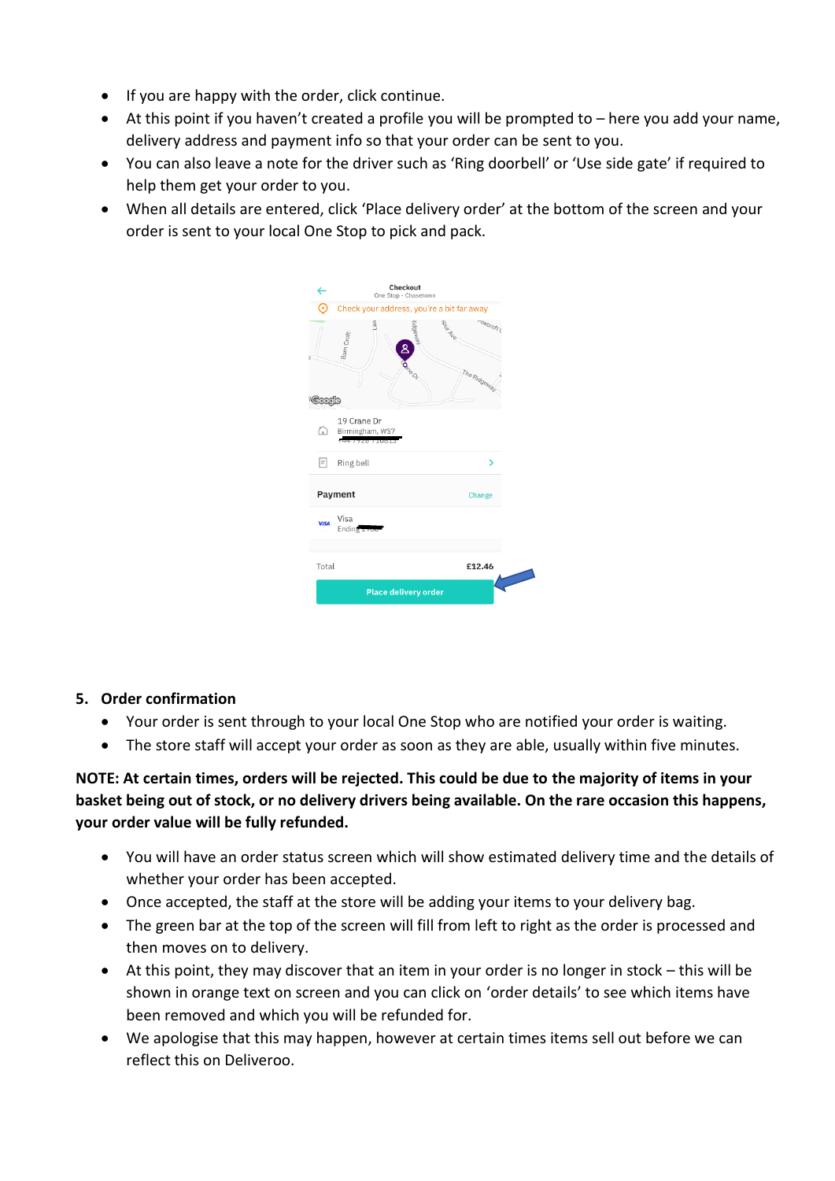- If you are happy with the order, click continue.
- At this point if you haven't created a profile you will be prompted to – here you add your name, delivery address and payment info so that your order can be sent to you.
- You can also leave a note for the driver such as 'Ring doorbell' or 'Use side gate' if required to help them get your order to you.
- When all details are entered, click 'Place delivery order' at the bottom of the screen and your order is sent to your local One Stop to pick and pack.

## 5. Order confirmation

- Your order is sent through to your local One Stop who are notified your order is waiting.
- The store staff will accept your order as soon as they are able, usually within five minutes.

**NOTE: At certain times, orders will be rejected. This could be due to the majority of items in your basket being out of stock, or no delivery drivers being available. On the rare occasion this happens, your order value will be fully refunded.**

- You will have an order status screen which will show estimated delivery time and the details of whether your order has been accepted.
- Once accepted, the staff at the store will be adding your items to your delivery bag.
- The green bar at the top of the screen will fill from left to right as the order is processed and then moves on to delivery.
- At this point, they may discover that an item in your order is no longer in stock – this will be shown in orange text on screen and you can click on 'order details' to see which items have been removed and which you will be refunded for.
- We apologise that this may happen, however at certain times items sell out before we can reflect this on Deliveroo.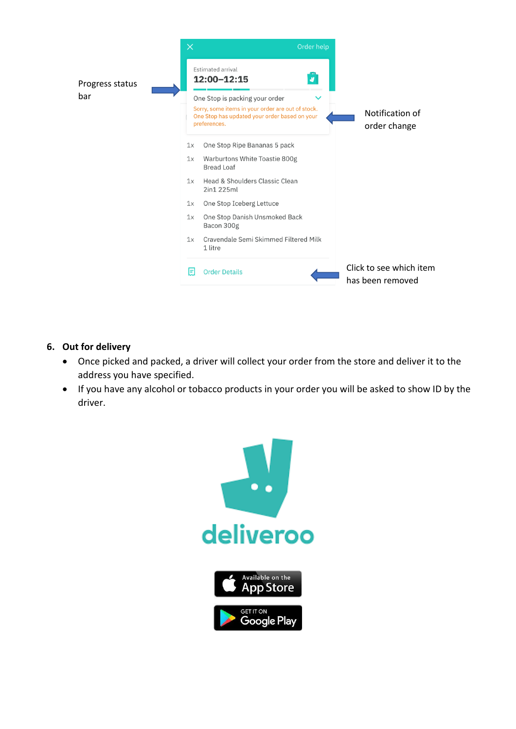Progress status bar

Estimated arrival

12:00–12:15

One Stop is packing your order

Sorry, some items in your order are out of stock. One Stop has updated your order based on your preferences.

Notification of order change

1x One Stop Ripe Bananas 5 pack

1x Warburtons White Toastie 800g Bread Loaf

1x Head & Shoulders Classic Clean 2in1 225ml

1x One Stop Iceberg Lettuce

1x One Stop Danish Unsmoked Back Bacon 300g

1x Cravendale Semi Skimmed Filtered Milk 1 litre

Order Details

Click to see which item has been removed

**6. Out for delivery**

- Once picked and packed, a driver will collect your order from the store and deliver it to the address you have specified.
- If you have any alcohol or tobacco products in your order you will be asked to show ID by the driver.

deliveroo

Available on the App Store

GET IT ON Google Play